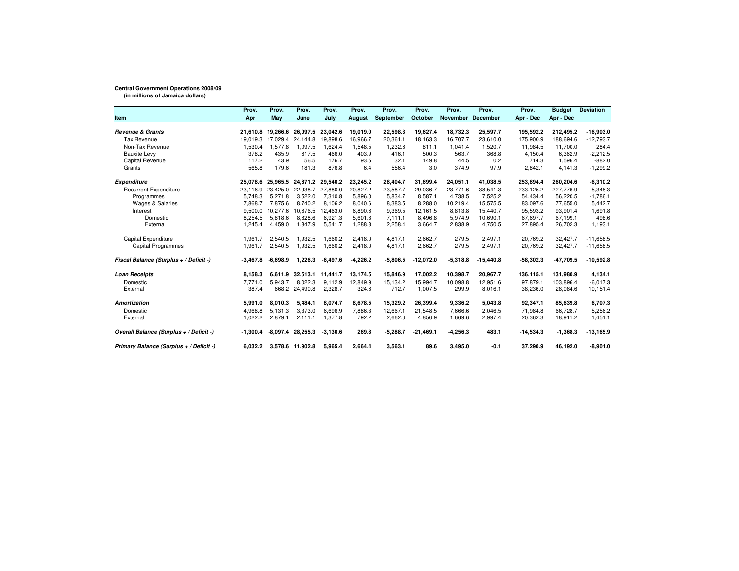**Central Government Operations 2008/09**
**(in millions of Jamaica dollars)**

| Item | Prov. Apr | Prov. May | Prov. June | Prov. July | Prov. August | Prov. September | Prov. October | Prov. November | Prov. December | Prov. Apr - Dec | Budget Apr - Dec | Deviation |
|---|---|---|---|---|---|---|---|---|---|---|---|---|
| ***Revenue & Grants*** | **21,610.8** | **19,266.6** | **26,097.5** | **23,042.6** | **19,019.0** | **22,598.3** | **19,627.4** | **18,732.3** | **25,597.7** | **195,592.2** | **212,495.2** | **-16,903.0** |
| Tax Revenue | 19,019.3 | 17,029.4 | 24,144.8 | 19,898.6 | 16,966.7 | 20,361.1 | 18,163.3 | 16,707.7 | 23,610.0 | 175,900.9 | 188,694.6 | -12,793.7 |
| Non-Tax Revenue | 1,530.4 | 1,577.8 | 1,097.5 | 1,624.4 | 1,548.5 | 1,232.6 | 811.1 | 1,041.4 | 1,520.7 | 11,984.5 | 11,700.0 | 284.4 |
| Bauxite Levy | 378.2 | 435.9 | 617.5 | 466.0 | 403.9 | 416.1 | 500.3 | 563.7 | 368.8 | 4,150.4 | 6,362.9 | -2,212.5 |
| Capital Revenue | 117.2 | 43.9 | 56.5 | 176.7 | 93.5 | 32.1 | 149.8 | 44.5 | 0.2 | 714.3 | 1,596.4 | -882.0 |
| Grants | 565.8 | 179.6 | 181.3 | 876.8 | 6.4 | 556.4 | 3.0 | 374.9 | 97.9 | 2,842.1 | 4,141.3 | -1,299.2 |
| ***Expenditure*** | **25,078.6** | **25,965.5** | **24,871.2** | **29,540.2** | **23,245.2** | **28,404.7** | **31,699.4** | **24,051.1** | **41,038.5** | **253,894.4** | **260,204.6** | **-6,310.2** |
| Recurrent Expenditure | 23,116.9 | 23,425.0 | 22,938.7 | 27,880.0 | 20,827.2 | 23,587.7 | 29,036.7 | 23,771.6 | 38,541.3 | 233,125.2 | 227,776.9 | 5,348.3 |
| Programmes | 5,748.3 | 5,271.8 | 3,522.0 | 7,310.8 | 5,896.0 | 5,834.7 | 8,587.1 | 4,738.5 | 7,525.2 | 54,434.4 | 56,220.5 | -1,786.1 |
| Wages & Salaries | 7,868.7 | 7,875.6 | 8,740.2 | 8,106.2 | 8,040.6 | 8,383.5 | 8,288.0 | 10,219.4 | 15,575.5 | 83,097.6 | 77,655.0 | 5,442.7 |
| Interest | 9,500.0 | 10,277.6 | 10,676.5 | 12,463.0 | 6,890.6 | 9,369.5 | 12,161.5 | 8,813.8 | 15,440.7 | 95,593.2 | 93,901.4 | 1,691.8 |
| Domestic | 8,254.5 | 5,818.6 | 8,828.6 | 6,921.3 | 5,601.8 | 7,111.1 | 8,496.8 | 5,974.9 | 10,690.1 | 67,697.7 | 67,199.1 | 498.6 |
| External | 1,245.4 | 4,459.0 | 1,847.9 | 5,541.7 | 1,288.8 | 2,258.4 | 3,664.7 | 2,838.9 | 4,750.5 | 27,895.4 | 26,702.3 | 1,193.1 |
| Capital Expenditure | 1,961.7 | 2,540.5 | 1,932.5 | 1,660.2 | 2,418.0 | 4,817.1 | 2,662.7 | 279.5 | 2,497.1 | 20,769.2 | 32,427.7 | -11,658.5 |
| Capital Programmes | 1,961.7 | 2,540.5 | 1,932.5 | 1,660.2 | 2,418.0 | 4,817.1 | 2,662.7 | 279.5 | 2,497.1 | 20,769.2 | 32,427.7 | -11,658.5 |
| ***Fiscal Balance (Surplus + / Deficit -)*** | **-3,467.8** | **-6,698.9** | **1,226.3** | **-6,497.6** | **-4,226.2** | **-5,806.5** | **-12,072.0** | **-5,318.8** | **-15,440.8** | **-58,302.3** | **-47,709.5** | **-10,592.8** |
| ***Loan Receipts*** | **8,158.3** | **6,611.9** | **32,513.1** | **11,441.7** | **13,174.5** | **15,846.9** | **17,002.2** | **10,398.7** | **20,967.7** | **136,115.1** | **131,980.9** | **4,134.1** |
| Domestic | 7,771.0 | 5,943.7 | 8,022.3 | 9,112.9 | 12,849.9 | 15,134.2 | 15,994.7 | 10,098.8 | 12,951.6 | 97,879.1 | 103,896.4 | -6,017.3 |
| External | 387.4 | 668.2 | 24,490.8 | 2,328.7 | 324.6 | 712.7 | 1,007.5 | 299.9 | 8,016.1 | 38,236.0 | 28,084.6 | 10,151.4 |
| ***Amortization*** | **5,991.0** | **8,010.3** | **5,484.1** | **8,074.7** | **8,678.5** | **15,329.2** | **26,399.4** | **9,336.2** | **5,043.8** | **92,347.1** | **85,639.8** | **6,707.3** |
| Domestic | 4,968.8 | 5,131.3 | 3,373.0 | 6,696.9 | 7,886.3 | 12,667.1 | 21,548.5 | 7,666.6 | 2,046.5 | 71,984.8 | 66,728.7 | 5,256.2 |
| External | 1,022.2 | 2,879.1 | 2,111.1 | 1,377.8 | 792.2 | 2,662.0 | 4,850.9 | 1,669.6 | 2,997.4 | 20,362.3 | 18,911.2 | 1,451.1 |
| ***Overall Balance (Surplus + / Deficit -)*** | **-1,300.4** | **-8,097.4** | **28,255.3** | **-3,130.6** | **269.8** | **-5,288.7** | **-21,469.1** | **-4,256.3** | **483.1** | **-14,534.3** | **-1,368.3** | **-13,165.9** |
| ***Primary Balance (Surplus + / Deficit -)*** | **6,032.2** | **3,578.6** | **11,902.8** | **5,965.4** | **2,664.4** | **3,563.1** | **89.6** | **3,495.0** | **-0.1** | **37,290.9** | **46,192.0** | **-8,901.0** |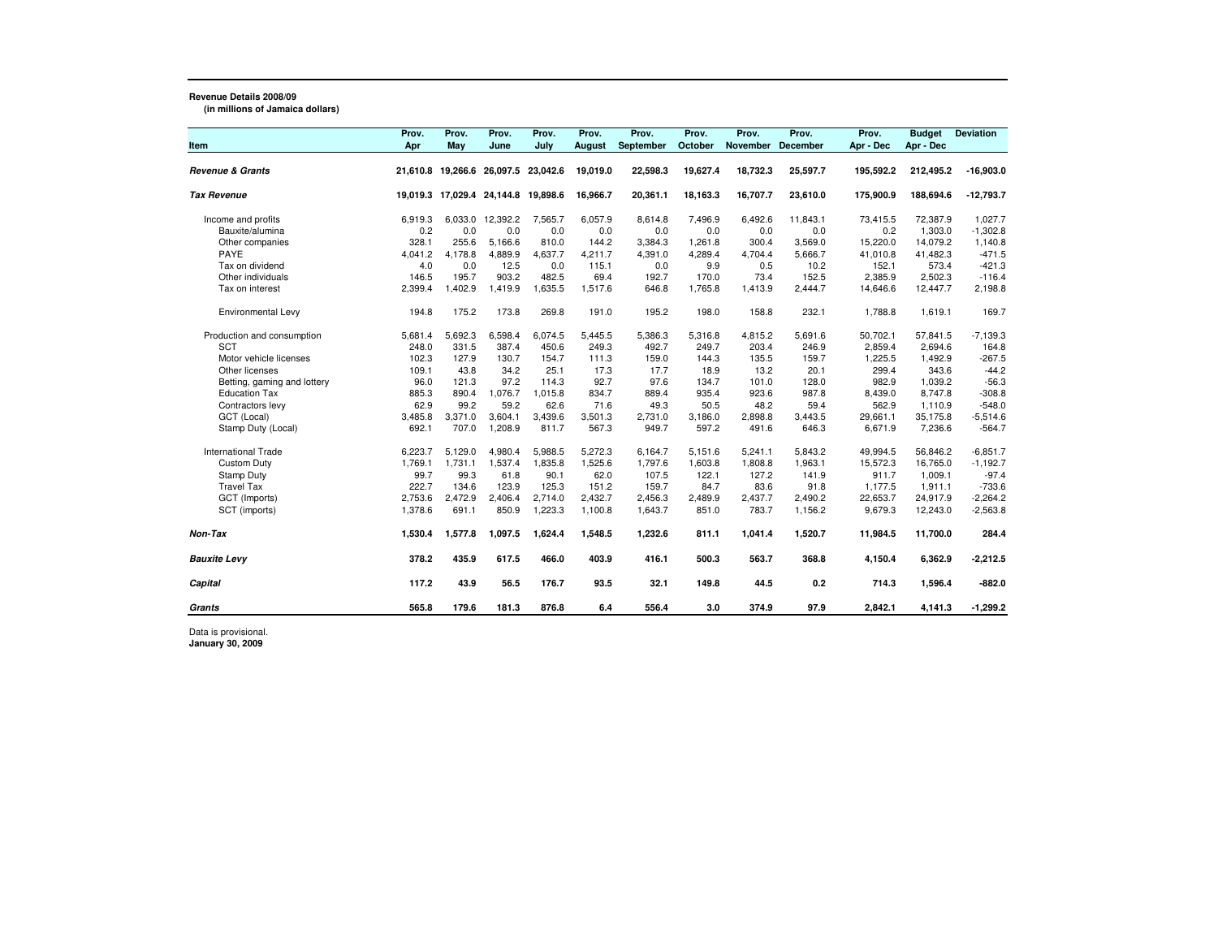**Revenue Details 2008/09**
**(in millions of Jamaica dollars)**

| Item | Prov. Apr | Prov. May | Prov. June | Prov. July | Prov. August | Prov. September | Prov. October | Prov. November | Prov. December | Prov. Apr - Dec | Budget Apr - Dec | Deviation |
|---|---|---|---|---|---|---|---|---|---|---|---|---|
| ***Revenue & Grants*** | **21,610.8** | **19,266.6** | **26,097.5** | **23,042.6** | **19,019.0** | **22,598.3** | **19,627.4** | **18,732.3** | **25,597.7** | **195,592.2** | **212,495.2** | **-16,903.0** |
| ***Tax Revenue*** | **19,019.3** | **17,029.4** | **24,144.8** | **19,898.6** | **16,966.7** | **20,361.1** | **18,163.3** | **16,707.7** | **23,610.0** | **175,900.9** | **188,694.6** | **-12,793.7** |
| Income and profits | 6,919.3 | 6,033.0 | 12,392.2 | 7,565.7 | 6,057.9 | 8,614.8 | 7,496.9 | 6,492.6 | 11,843.1 | 73,415.5 | 72,387.9 | 1,027.7 |
| Bauxite/alumina | 0.2 | 0.0 | 0.0 | 0.0 | 0.0 | 0.0 | 0.0 | 0.0 | 0.0 | 0.2 | 1,303.0 | -1,302.8 |
| Other companies | 328.1 | 255.6 | 5,166.6 | 810.0 | 144.2 | 3,384.3 | 1,261.8 | 300.4 | 3,569.0 | 15,220.0 | 14,079.2 | 1,140.8 |
| PAYE | 4,041.2 | 4,178.8 | 4,889.9 | 4,637.7 | 4,211.7 | 4,391.0 | 4,289.4 | 4,704.4 | 5,666.7 | 41,010.8 | 41,482.3 | -471.5 |
| Tax on dividend | 4.0 | 0.0 | 12.5 | 0.0 | 115.1 | 0.0 | 9.9 | 0.5 | 10.2 | 152.1 | 573.4 | -421.3 |
| Other individuals | 146.5 | 195.7 | 903.2 | 482.5 | 69.4 | 192.7 | 170.0 | 73.4 | 152.5 | 2,385.9 | 2,502.3 | -116.4 |
| Tax on interest | 2,399.4 | 1,402.9 | 1,419.9 | 1,635.5 | 1,517.6 | 646.8 | 1,765.8 | 1,413.9 | 2,444.7 | 14,646.6 | 12,447.7 | 2,198.8 |
| Environmental Levy | 194.8 | 175.2 | 173.8 | 269.8 | 191.0 | 195.2 | 198.0 | 158.8 | 232.1 | 1,788.8 | 1,619.1 | 169.7 |
| Production and consumption | 5,681.4 | 5,692.3 | 6,598.4 | 6,074.5 | 5,445.5 | 5,386.3 | 5,316.8 | 4,815.2 | 5,691.6 | 50,702.1 | 57,841.5 | -7,139.3 |
| SCT | 248.0 | 331.5 | 387.4 | 450.6 | 249.3 | 492.7 | 249.7 | 203.4 | 246.9 | 2,859.4 | 2,694.6 | 164.8 |
| Motor vehicle licenses | 102.3 | 127.9 | 130.7 | 154.7 | 111.3 | 159.0 | 144.3 | 135.5 | 159.7 | 1,225.5 | 1,492.9 | -267.5 |
| Other licenses | 109.1 | 43.8 | 34.2 | 25.1 | 17.3 | 17.7 | 18.9 | 13.2 | 20.1 | 299.4 | 343.6 | -44.2 |
| Betting, gaming and lottery | 96.0 | 121.3 | 97.2 | 114.3 | 92.7 | 97.6 | 134.7 | 101.0 | 128.0 | 982.9 | 1,039.2 | -56.3 |
| Education Tax | 885.3 | 890.4 | 1,076.7 | 1,015.8 | 834.7 | 889.4 | 935.4 | 923.6 | 987.8 | 8,439.0 | 8,747.8 | -308.8 |
| Contractors levy | 62.9 | 99.2 | 59.2 | 62.6 | 71.6 | 49.3 | 50.5 | 48.2 | 59.4 | 562.9 | 1,110.9 | -548.0 |
| GCT (Local) | 3,485.8 | 3,371.0 | 3,604.1 | 3,439.6 | 3,501.3 | 2,731.0 | 3,186.0 | 2,898.8 | 3,443.5 | 29,661.1 | 35,175.8 | -5,514.6 |
| Stamp Duty (Local) | 692.1 | 707.0 | 1,208.9 | 811.7 | 567.3 | 949.7 | 597.2 | 491.6 | 646.3 | 6,671.9 | 7,236.6 | -564.7 |
| International Trade | 6,223.7 | 5,129.0 | 4,980.4 | 5,988.5 | 5,272.3 | 6,164.7 | 5,151.6 | 5,241.1 | 5,843.2 | 49,994.5 | 56,846.2 | -6,851.7 |
| Custom Duty | 1,769.1 | 1,731.1 | 1,537.4 | 1,835.8 | 1,525.6 | 1,797.6 | 1,603.8 | 1,808.8 | 1,963.1 | 15,572.3 | 16,765.0 | -1,192.7 |
| Stamp Duty | 99.7 | 99.3 | 61.8 | 90.1 | 62.0 | 107.5 | 122.1 | 127.2 | 141.9 | 911.7 | 1,009.1 | -97.4 |
| Travel Tax | 222.7 | 134.6 | 123.9 | 125.3 | 151.2 | 159.7 | 84.7 | 83.6 | 91.8 | 1,177.5 | 1,911.1 | -733.6 |
| GCT (Imports) | 2,753.6 | 2,472.9 | 2,406.4 | 2,714.0 | 2,432.7 | 2,456.3 | 2,489.9 | 2,437.7 | 2,490.2 | 22,653.7 | 24,917.9 | -2,264.2 |
| SCT (imports) | 1,378.6 | 691.1 | 850.9 | 1,223.3 | 1,100.8 | 1,643.7 | 851.0 | 783.7 | 1,156.2 | 9,679.3 | 12,243.0 | -2,563.8 |
| ***Non-Tax*** | **1,530.4** | **1,577.8** | **1,097.5** | **1,624.4** | **1,548.5** | **1,232.6** | **811.1** | **1,041.4** | **1,520.7** | **11,984.5** | **11,700.0** | **284.4** |
| ***Bauxite Levy*** | **378.2** | **435.9** | **617.5** | **466.0** | **403.9** | **416.1** | **500.3** | **563.7** | **368.8** | **4,150.4** | **6,362.9** | **-2,212.5** |
| ***Capital*** | **117.2** | **43.9** | **56.5** | **176.7** | **93.5** | **32.1** | **149.8** | **44.5** | **0.2** | **714.3** | **1,596.4** | **-882.0** |
| ***Grants*** | **565.8** | **179.6** | **181.3** | **876.8** | **6.4** | **556.4** | **3.0** | **374.9** | **97.9** | **2,842.1** | **4,141.3** | **-1,299.2** |

Data is provisional.
**January 30, 2009**